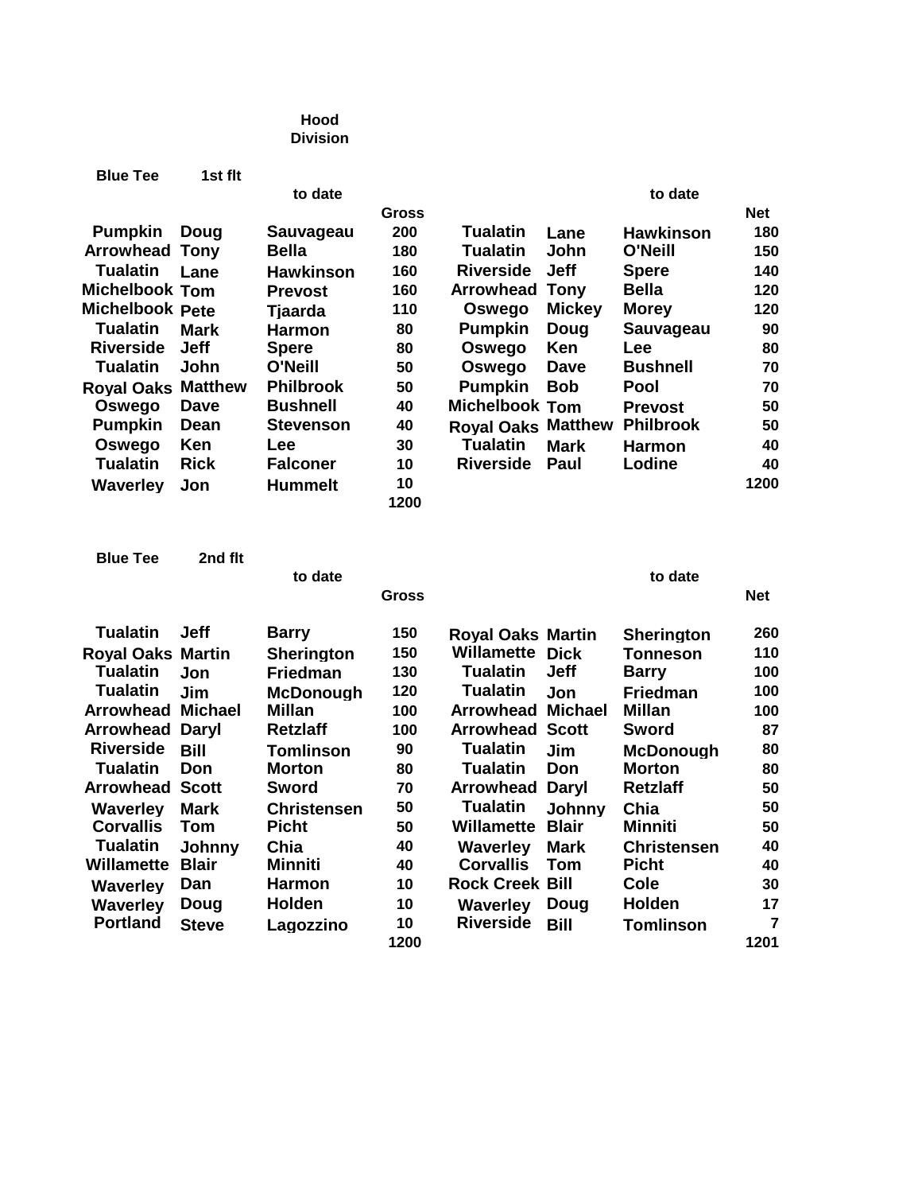**Hood Division**

**Blue Tee 1st flt**

| | | to date Gross | | | | | to date Net |
|---|---|---|---|---|---|---|---|
| Pumpkin | Doug | Sauvageau | 200 | Tualatin | Lane | Hawkinson | 180 |
| Arrowhead | Tony | Bella | 180 | Tualatin | John | O'Neill | 150 |
| Tualatin | Lane | Hawkinson | 160 | Riverside | Jeff | Spere | 140 |
| Michelbook | Tom | Prevost | 160 | Arrowhead | Tony | Bella | 120 |
| Michelbook | Pete | Tjaarda | 110 | Oswego | Mickey | Morey | 120 |
| Tualatin | Mark | Harmon | 80 | Pumpkin | Doug | Sauvageau | 90 |
| Riverside | Jeff | Spere | 80 | Oswego | Ken | Lee | 80 |
| Tualatin | John | O'Neill | 50 | Oswego | Dave | Bushnell | 70 |
| Royal Oaks | Matthew | Philbrook | 50 | Pumpkin | Bob | Pool | 70 |
| Oswego | Dave | Bushnell | 40 | Michelbook | Tom | Prevost | 50 |
| Pumpkin | Dean | Stevenson | 40 | Royal Oaks | Matthew | Philbrook | 50 |
| Oswego | Ken | Lee | 30 | Tualatin | Mark | Harmon | 40 |
| Tualatin | Rick | Falconer | 10 | Riverside | Paul | Lodine | 40 |
| Waverley | Jon | Hummelt | 10 | | | | 1200 |
| | | | 1200 | | | | |

**Blue Tee 2nd flt**

| | | to date Gross | | | | | to date Net |
|---|---|---|---|---|---|---|---|
| Tualatin | Jeff | Barry | 150 | Royal Oaks | Martin | Sherington | 260 |
| Royal Oaks | Martin | Sherington | 150 | Willamette | Dick | Tonneson | 110 |
| Tualatin | Jon | Friedman | 130 | Tualatin | Jeff | Barry | 100 |
| Tualatin | Jim | McDonough | 120 | Tualatin | Jon | Friedman | 100 |
| Arrowhead | Michael | Millan | 100 | Arrowhead | Michael | Millan | 100 |
| Arrowhead | Daryl | Retzlaff | 100 | Arrowhead | Scott | Sword | 87 |
| Riverside | Bill | Tomlinson | 90 | Tualatin | Jim | McDonough | 80 |
| Tualatin | Don | Morton | 80 | Tualatin | Don | Morton | 80 |
| Arrowhead | Scott | Sword | 70 | Arrowhead | Daryl | Retzlaff | 50 |
| Waverley | Mark | Christensen | 50 | Tualatin | Johnny | Chia | 50 |
| Corvallis | Tom | Picht | 50 | Willamette | Blair | Minniti | 50 |
| Tualatin | Johnny | Chia | 40 | Waverley | Mark | Christensen | 40 |
| Willamette | Blair | Minniti | 40 | Corvallis | Tom | Picht | 40 |
| Waverley | Dan | Harmon | 10 | Rock Creek | Bill | Cole | 30 |
| Waverley | Doug | Holden | 10 | Waverley | Doug | Holden | 17 |
| Portland | Steve | Lagozzino | 10 | Riverside | Bill | Tomlinson | 7 |
| | | | 1200 | | | | 1201 |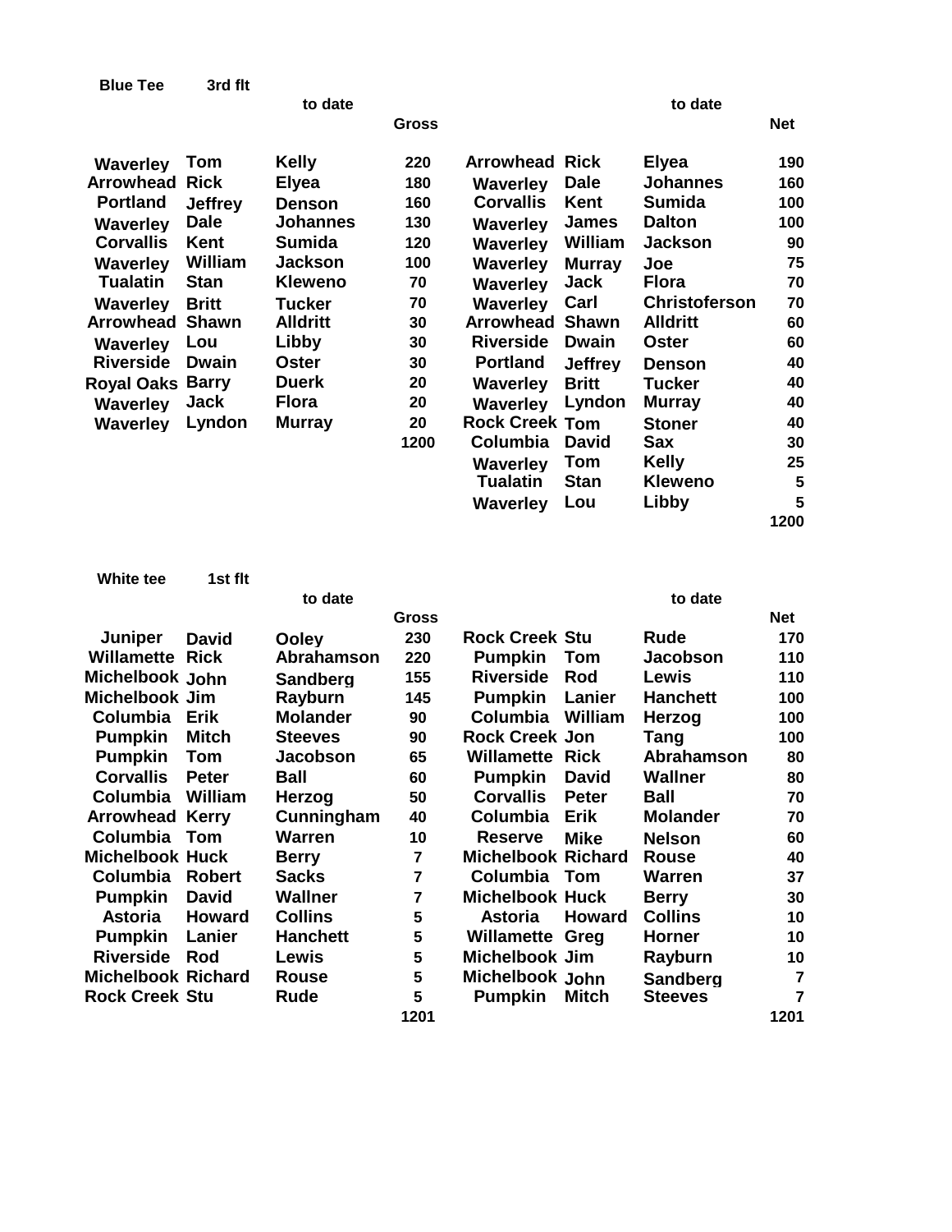**Blue Tee** **3rd flt**

| | | to date | Gross | | | to date | Net |
|---|---|---|---|---|---|---|---|
| Waverley | Tom | Kelly | 220 | Arrowhead | Rick | Elyea | 190 |
| Arrowhead | Rick | Elyea | 180 | Waverley | Dale | Johannes | 160 |
| Portland | Jeffrey | Denson | 160 | Corvallis | Kent | Sumida | 100 |
| Waverley | Dale | Johannes | 130 | Waverley | James | Dalton | 100 |
| Corvallis | Kent | Sumida | 120 | Waverley | William | Jackson | 90 |
| Waverley | William | Jackson | 100 | Waverley | Murray | Joe | 75 |
| Tualatin | Stan | Kleweno | 70 | Waverley | Jack | Flora | 70 |
| Waverley | Britt | Tucker | 70 | Waverley | Carl | Christoferson | 70 |
| Arrowhead | Shawn | Alldritt | 30 | Arrowhead | Shawn | Alldritt | 60 |
| Waverley | Lou | Libby | 30 | Riverside | Dwain | Oster | 60 |
| Riverside | Dwain | Oster | 30 | Portland | Jeffrey | Denson | 40 |
| Royal Oaks | Barry | Duerk | 20 | Waverley | Britt | Tucker | 40 |
| Waverley | Jack | Flora | 20 | Waverley | Lyndon | Murray | 40 |
| Waverley | Lyndon | Murray | 20 | Rock Creek | Tom | Stoner | 40 |
| | | | 1200 | Columbia | David | Sax | 30 |
| | | | | Waverley | Tom | Kelly | 25 |
| | | | | Tualatin | Stan | Kleweno | 5 |
| | | | | Waverley | Lou | Libby | 5 |
| | | | | | | | 1200 |

**White tee** **1st flt**

| | | to date | Gross | | | to date | Net |
|---|---|---|---|---|---|---|---|
| Juniper | David | Ooley | 230 | Rock Creek | Stu | Rude | 170 |
| Willamette | Rick | Abrahamson | 220 | Pumpkin | Tom | Jacobson | 110 |
| Michelbook | John | Sandberg | 155 | Riverside | Rod | Lewis | 110 |
| Michelbook | Jim | Rayburn | 145 | Pumpkin | Lanier | Hanchett | 100 |
| Columbia | Erik | Molander | 90 | Columbia | William | Herzog | 100 |
| Pumpkin | Mitch | Steeves | 90 | Rock Creek | Jon | Tang | 100 |
| Pumpkin | Tom | Jacobson | 65 | Willamette | Rick | Abrahamson | 80 |
| Corvallis | Peter | Ball | 60 | Pumpkin | David | Wallner | 80 |
| Columbia | William | Herzog | 50 | Corvallis | Peter | Ball | 70 |
| Arrowhead | Kerry | Cunningham | 40 | Columbia | Erik | Molander | 70 |
| Columbia | Tom | Warren | 10 | Reserve | Mike | Nelson | 60 |
| Michelbook | Huck | Berry | 7 | Michelbook | Richard | Rouse | 40 |
| Columbia | Robert | Sacks | 7 | Columbia | Tom | Warren | 37 |
| Pumpkin | David | Wallner | 7 | Michelbook | Huck | Berry | 30 |
| Astoria | Howard | Collins | 5 | Astoria | Howard | Collins | 10 |
| Pumpkin | Lanier | Hanchett | 5 | Willamette | Greg | Horner | 10 |
| Riverside | Rod | Lewis | 5 | Michelbook | Jim | Rayburn | 10 |
| Michelbook | Richard | Rouse | 5 | Michelbook | John | Sandberg | 7 |
| Rock Creek | Stu | Rude | 5 | Pumpkin | Mitch | Steeves | 7 |
| | | | 1201 | | | | 1201 |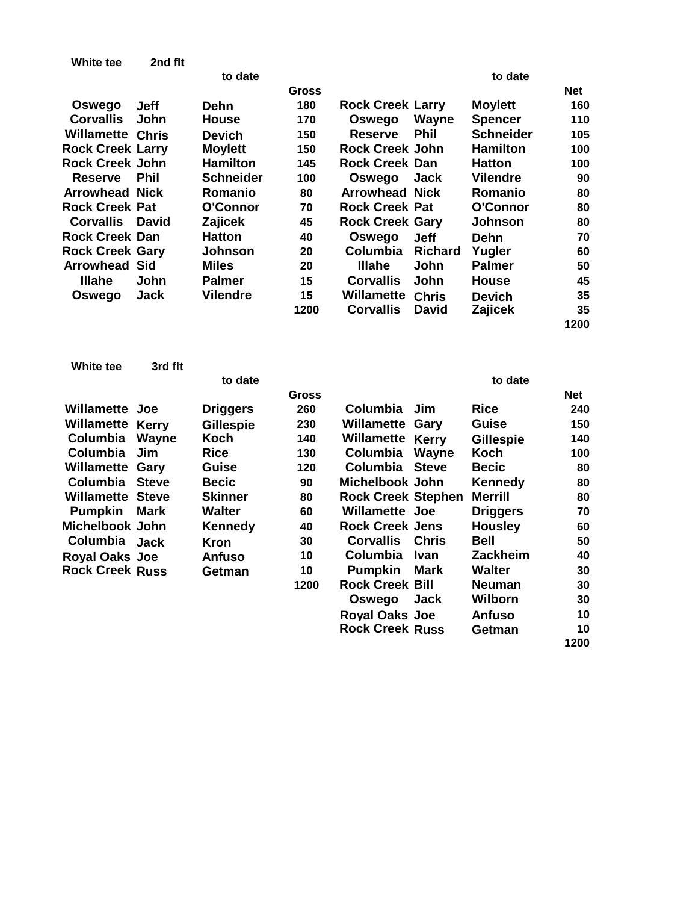White tee 2nd flt

| | | | to date Gross | | | | to date Net |
|---|---|---|---|---|---|---|---|
| Oswego | Jeff | Dehn | 180 | Rock Creek | Larry | Moylett | 160 |
| Corvallis | John | House | 170 | Oswego | Wayne | Spencer | 110 |
| Willamette | Chris | Devich | 150 | Reserve | Phil | Schneider | 105 |
| Rock Creek | Larry | Moylett | 150 | Rock Creek | John | Hamilton | 100 |
| Rock Creek | John | Hamilton | 145 | Rock Creek | Dan | Hatton | 100 |
| Reserve | Phil | Schneider | 100 | Oswego | Jack | Vilendre | 90 |
| Arrowhead | Nick | Romanio | 80 | Arrowhead | Nick | Romanio | 80 |
| Rock Creek | Pat | O'Connor | 70 | Rock Creek | Pat | O'Connor | 80 |
| Corvallis | David | Zajicek | 45 | Rock Creek | Gary | Johnson | 80 |
| Rock Creek | Dan | Hatton | 40 | Oswego | Jeff | Dehn | 70 |
| Rock Creek | Gary | Johnson | 20 | Columbia | Richard | Yugler | 60 |
| Arrowhead | Sid | Miles | 20 | Illahe | John | Palmer | 50 |
| Illahe | John | Palmer | 15 | Corvallis | John | House | 45 |
| Oswego | Jack | Vilendre | 15 | Willamette | Chris | Devich | 35 |
| | | | 1200 | Corvallis | David | Zajicek | 35 |
| | | | | | | | 1200 |

White tee 3rd flt

| | | | to date Gross | | | | to date Net |
|---|---|---|---|---|---|---|---|
| Willamette | Joe | Driggers | 260 | Columbia | Jim | Rice | 240 |
| Willamette | Kerry | Gillespie | 230 | Willamette | Gary | Guise | 150 |
| Columbia | Wayne | Koch | 140 | Willamette | Kerry | Gillespie | 140 |
| Columbia | Jim | Rice | 130 | Columbia | Wayne | Koch | 100 |
| Willamette | Gary | Guise | 120 | Columbia | Steve | Becic | 80 |
| Columbia | Steve | Becic | 90 | Michelbook | John | Kennedy | 80 |
| Willamette | Steve | Skinner | 80 | Rock Creek | Stephen | Merrill | 80 |
| Pumpkin | Mark | Walter | 60 | Willamette | Joe | Driggers | 70 |
| Michelbook | John | Kennedy | 40 | Rock Creek | Jens | Housley | 60 |
| Columbia | Jack | Kron | 30 | Corvallis | Chris | Bell | 50 |
| Royal Oaks | Joe | Anfuso | 10 | Columbia | Ivan | Zackheim | 40 |
| Rock Creek | Russ | Getman | 10 | Pumpkin | Mark | Walter | 30 |
| | | | 1200 | Rock Creek | Bill | Neuman | 30 |
| | | | | Oswego | Jack | Wilborn | 30 |
| | | | | Royal Oaks | Joe | Anfuso | 10 |
| | | | | Rock Creek | Russ | Getman | 10 |
| | | | | | | | 1200 |